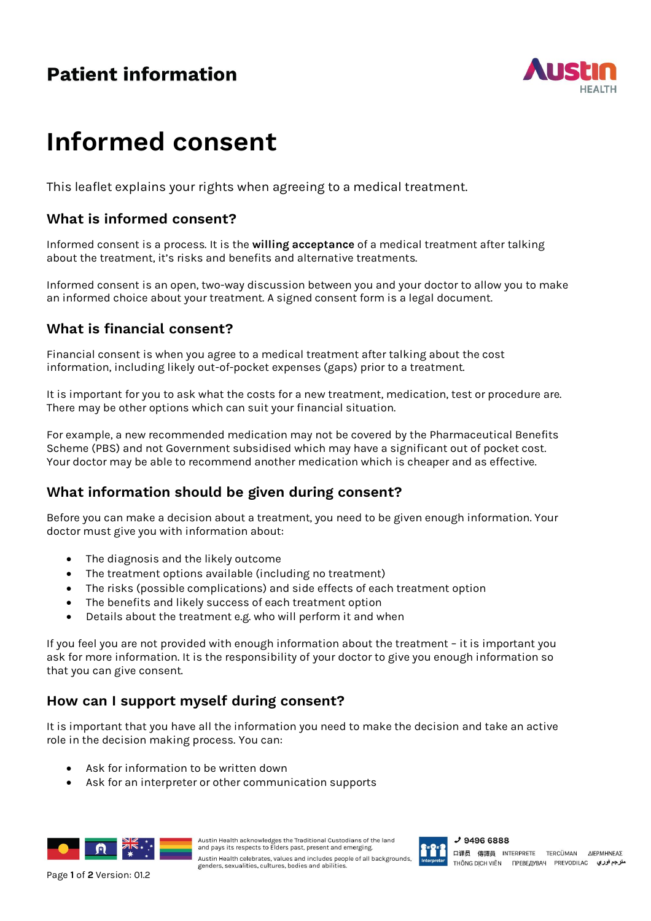# Patient information

# Informed consent

This leaflet explains your rights when agreeing to a medical treatment.

## What is informed consent?

Informed consent is a process. It is the **willing acceptance** of a medical treatment after talking about the treatment, it's risks and benefits and alternative treatments.

Informed consent is an open, two-way discussion between you and your doctor to allow you to make an informed choice about your treatment. A signed consent form is a legal document.

## What is financial consent?

Financial consent is when you agree to a medical treatment after talking about the cost information, including likely out-of-pocket expenses (gaps) prior to a treatment.

It is important for you to ask what the costs for a new treatment, medication, test or procedure are. There may be other options which can suit your financial situation.

For example, a new recommended medication may not be covered by the Pharmaceutical Benefits Scheme (PBS) and not Government subsidised which may have a significant out of pocket cost. Your doctor may be able to recommend another medication which is cheaper and as effective.

## What information should be given during consent?

Before you can make a decision about a treatment, you need to be given enough information. Your doctor must give you with information about:

- The diagnosis and the likely outcome
- The treatment options available (including no treatment)
- The risks (possible complications) and side effects of each treatment option
- The benefits and likely success of each treatment option
- Details about the treatment e.g. who will perform it and when

If you feel you are not provided with enough information about the treatment – it is important you ask for more information. It is the responsibility of your doctor to give you enough information so that you can give consent.

## How can I support myself during consent?

It is important that you have all the information you need to make the decision and take an active role in the decision making process. You can:

- Ask for information to be written down
- Ask for an interpreter or other communication supports

Austin Health acknowledges the Traditional Custodians of the land and pays its respects to Elders past, present and emerging.

Austin Health celebrates, values and includes people of all backgrounds, genders, sexualities, cultures, bodies and abilities.

Interpreter 9496 6888
口译员 傳譯員 INTERPRETE TERCÜMAN ΔΙΕΡΜΗΝΕΑΣ THÔNG DỊCH VIÊN ПРЕВЕДУВАЧ PREVODILAC مترجم فوري

Version: 01.2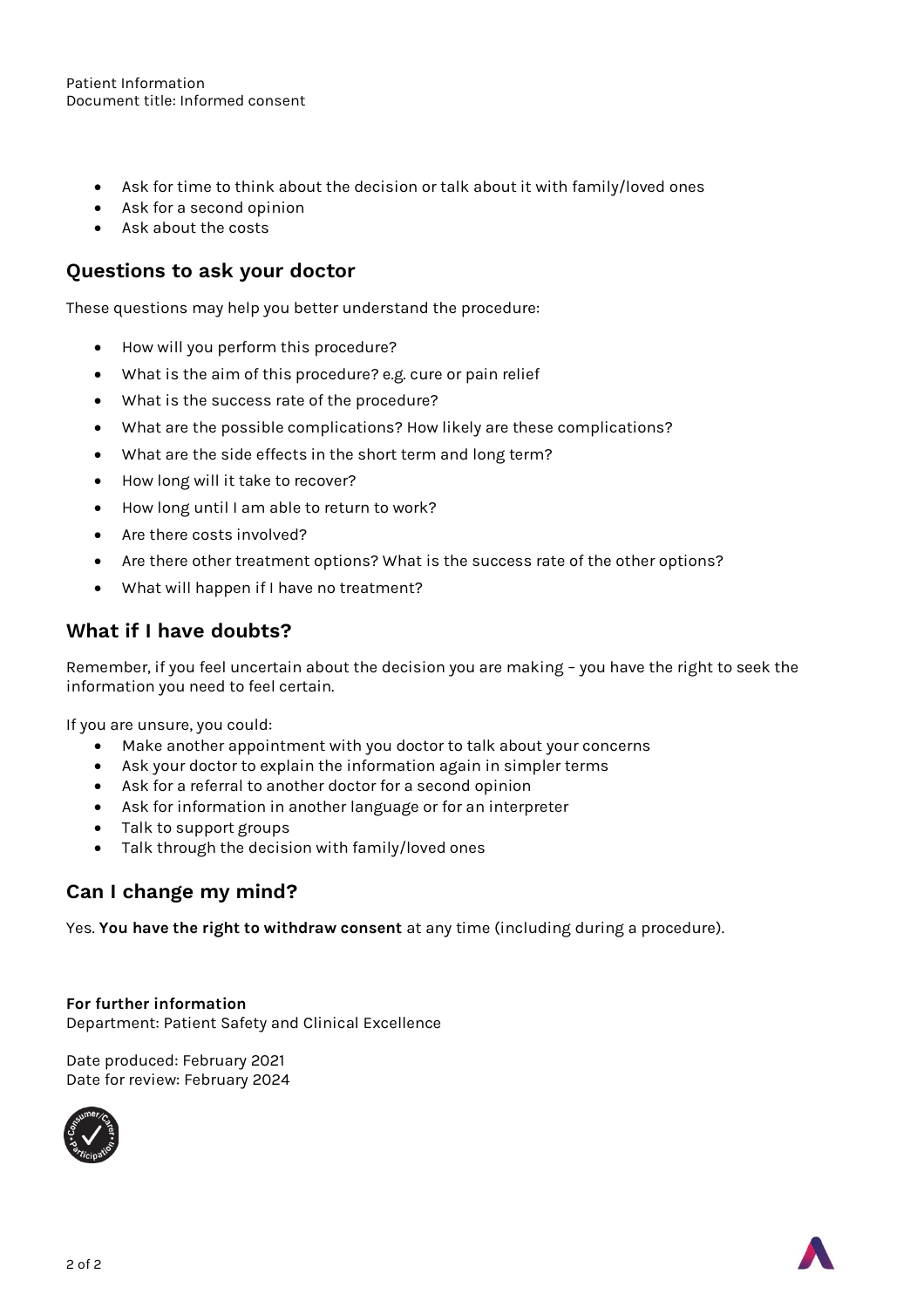- Ask for time to think about the decision or talk about it with family/loved ones
- Ask for a second opinion
- Ask about the costs

## Questions to ask your doctor

These questions may help you better understand the procedure:

- How will you perform this procedure?
- What is the aim of this procedure? e.g. cure or pain relief
- What is the success rate of the procedure?
- What are the possible complications? How likely are these complications?
- What are the side effects in the short term and long term?
- How long will it take to recover?
- How long until I am able to return to work?
- Are there costs involved?
- Are there other treatment options? What is the success rate of the other options?
- What will happen if I have no treatment?

## What if I have doubts?

Remember, if you feel uncertain about the decision you are making – you have the right to seek the information you need to feel certain.

If you are unsure, you could:

- Make another appointment with you doctor to talk about your concerns
- Ask your doctor to explain the information again in simpler terms
- Ask for a referral to another doctor for a second opinion
- Ask for information in another language or for an interpreter
- Talk to support groups
- Talk through the decision with family/loved ones

## Can I change my mind?

Yes. **You have the right to withdraw consent** at any time (including during a procedure).

**For further information**
Department: Patient Safety and Clinical Excellence

Date produced: February 2021
Date for review: February 2024